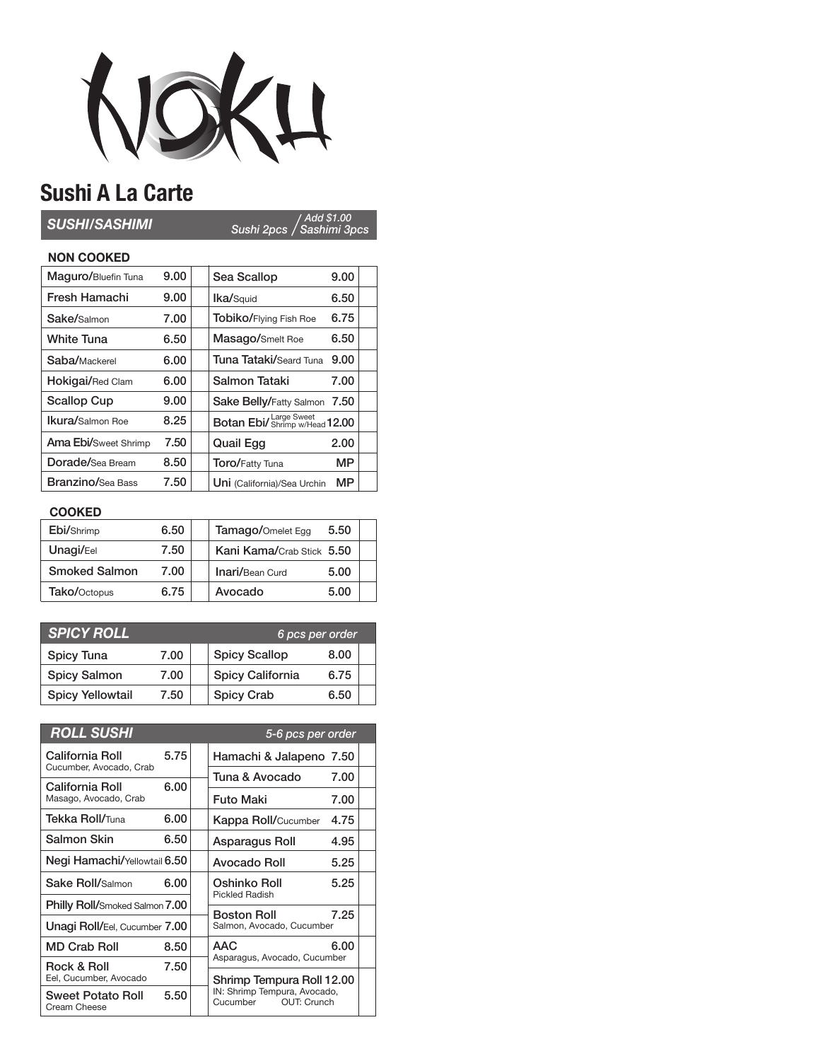# NOKU

## Sushi A La Carte

### SUSHI/SASHIMI

*Sushi 2pcs / Add $1.00 Sashimi 3pcs*

**NON COOKED**

| Item | Price | Item | Price |
|---|---|---|---|
| Maguro/Bluefin Tuna | 9.00 | Sea Scallop | 9.00 |
| Fresh Hamachi | 9.00 | Ika/Squid | 6.50 |
| Sake/Salmon | 7.00 | Tobiko/Flying Fish Roe | 6.75 |
| White Tuna | 6.50 | Masago/Smelt Roe | 6.50 |
| Saba/Mackerel | 6.00 | Tuna Tataki/Seard Tuna | 9.00 |
| Hokigai/Red Clam | 6.00 | Salmon Tataki | 7.00 |
| Scallop Cup | 9.00 | Sake Belly/Fatty Salmon | 7.50 |
| Ikura/Salmon Roe | 8.25 | Botan Ebi/Large Sweet Shrimp w/Head | 12.00 |
| Ama Ebi/Sweet Shrimp | 7.50 | Quail Egg | 2.00 |
| Dorade/Sea Bream | 8.50 | Toro/Fatty Tuna | MP |
| Branzino/Sea Bass | 7.50 | Uni (California)/Sea Urchin | MP |

**COOKED**

| Item | Price | Item | Price |
|---|---|---|---|
| Ebi/Shrimp | 6.50 | Tamago/Omelet Egg | 5.50 |
| Unagi/Eel | 7.50 | Kani Kama/Crab Stick | 5.50 |
| Smoked Salmon | 7.00 | Inari/Bean Curd | 5.00 |
| Tako/Octopus | 6.75 | Avocado | 5.00 |

### SPICY ROLL

*6 pcs per order*

| Item | Price | Item | Price |
|---|---|---|---|
| Spicy Tuna | 7.00 | Spicy Scallop | 8.00 |
| Spicy Salmon | 7.00 | Spicy California | 6.75 |
| Spicy Yellowtail | 7.50 | Spicy Crab | 6.50 |

### ROLL SUSHI

*5-6 pcs per order*

| Item | Price | Item | Price |
|---|---|---|---|
| California Roll (Cucumber, Avocado, Crab) | 5.75 | Hamachi & Jalapeno | 7.50 |
| California Roll (Masago, Avocado, Crab) | 6.00 | Tuna & Avocado | 7.00 |
| | | Futo Maki | 7.00 |
| Tekka Roll/Tuna | 6.00 | Kappa Roll/Cucumber | 4.75 |
| Salmon Skin | 6.50 | Asparagus Roll | 4.95 |
| Negi Hamachi/Yellowtail | 6.50 | Avocado Roll | 5.25 |
| Sake Roll/Salmon | 6.00 | Oshinko Roll (Pickled Radish) | 5.25 |
| Philly Roll/Smoked Salmon | 7.00 | Boston Roll (Salmon, Avocado, Cucumber) | 7.25 |
| Unagi Roll/Eel, Cucumber | 7.00 | | |
| MD Crab Roll | 8.50 | AAC (Asparagus, Avocado, Cucumber) | 6.00 |
| Rock & Roll (Eel, Cucumber, Avocado) | 7.50 | Shrimp Tempura Roll (IN: Shrimp Tempura, Avocado, Cucumber OUT: Crunch) | 12.00 |
| Sweet Potato Roll (Cream Cheese) | 5.50 | | |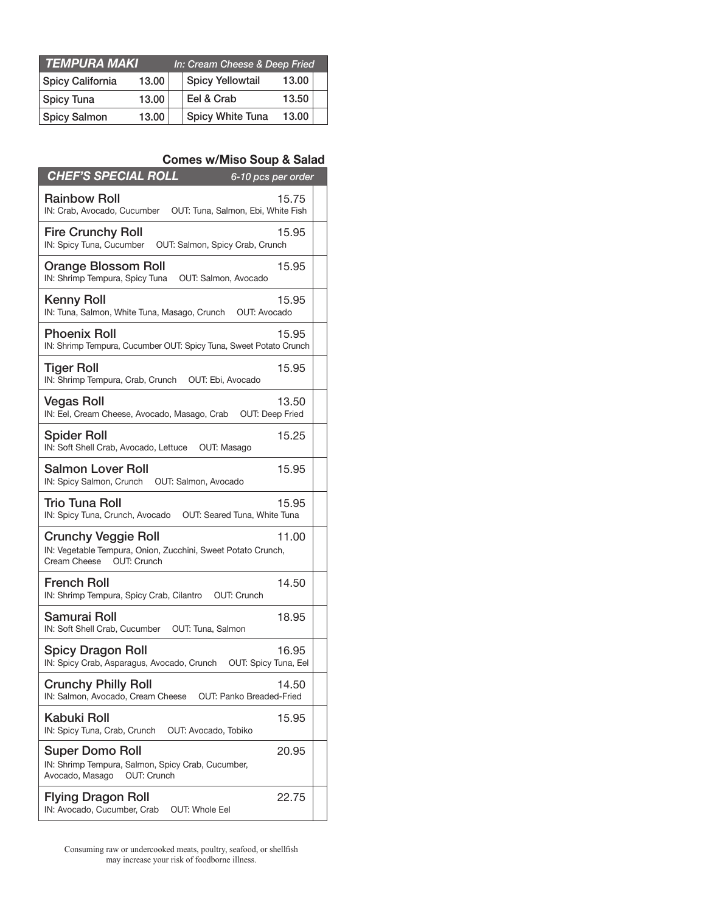| TEMPURA MAKI | In: Cream Cheese & Deep Fried | | | |
| --- | --- | --- | --- | --- |
| Spicy California | 13.00 | | Spicy Yellowtail | 13.00 |
| Spicy Tuna | 13.00 | | Eel & Crab | 13.50 |
| Spicy Salmon | 13.00 | | Spicy White Tuna | 13.00 |

**Comes w/Miso Soup & Salad**

| CHEF'S SPECIAL ROLL | 6-10 pcs per order |
| --- | --- |
| **Rainbow Roll**<br>IN: Crab, Avocado, Cucumber OUT: Tuna, Salmon, Ebi, White Fish | 15.75 |
| **Fire Crunchy Roll**<br>IN: Spicy Tuna, Cucumber OUT: Salmon, Spicy Crab, Crunch | 15.95 |
| **Orange Blossom Roll**<br>IN: Shrimp Tempura, Spicy Tuna OUT: Salmon, Avocado | 15.95 |
| **Kenny Roll**<br>IN: Tuna, Salmon, White Tuna, Masago, Crunch OUT: Avocado | 15.95 |
| **Phoenix Roll**<br>IN: Shrimp Tempura, Cucumber OUT: Spicy Tuna, Sweet Potato Crunch | 15.95 |
| **Tiger Roll**<br>IN: Shrimp Tempura, Crab, Crunch OUT: Ebi, Avocado | 15.95 |
| **Vegas Roll**<br>IN: Eel, Cream Cheese, Avocado, Masago, Crab OUT: Deep Fried | 13.50 |
| **Spider Roll**<br>IN: Soft Shell Crab, Avocado, Lettuce OUT: Masago | 15.25 |
| **Salmon Lover Roll**<br>IN: Spicy Salmon, Crunch OUT: Salmon, Avocado | 15.95 |
| **Trio Tuna Roll**<br>IN: Spicy Tuna, Crunch, Avocado OUT: Seared Tuna, White Tuna | 15.95 |
| **Crunchy Veggie Roll**<br>IN: Vegetable Tempura, Onion, Zucchini, Sweet Potato Crunch, Cream Cheese OUT: Crunch | 11.00 |
| **French Roll**<br>IN: Shrimp Tempura, Spicy Crab, Cilantro OUT: Crunch | 14.50 |
| **Samurai Roll**<br>IN: Soft Shell Crab, Cucumber OUT: Tuna, Salmon | 18.95 |
| **Spicy Dragon Roll**<br>IN: Spicy Crab, Asparagus, Avocado, Crunch OUT: Spicy Tuna, Eel | 16.95 |
| **Crunchy Philly Roll**<br>IN: Salmon, Avocado, Cream Cheese OUT: Panko Breaded-Fried | 14.50 |
| **Kabuki Roll**<br>IN: Spicy Tuna, Crab, Crunch OUT: Avocado, Tobiko | 15.95 |
| **Super Domo Roll**<br>IN: Shrimp Tempura, Salmon, Spicy Crab, Cucumber, Avocado, Masago OUT: Crunch | 20.95 |
| **Flying Dragon Roll**<br>IN: Avocado, Cucumber, Crab OUT: Whole Eel | 22.75 |

Consuming raw or undercooked meats, poultry, seafood, or shellfish may increase your risk of foodborne illness.